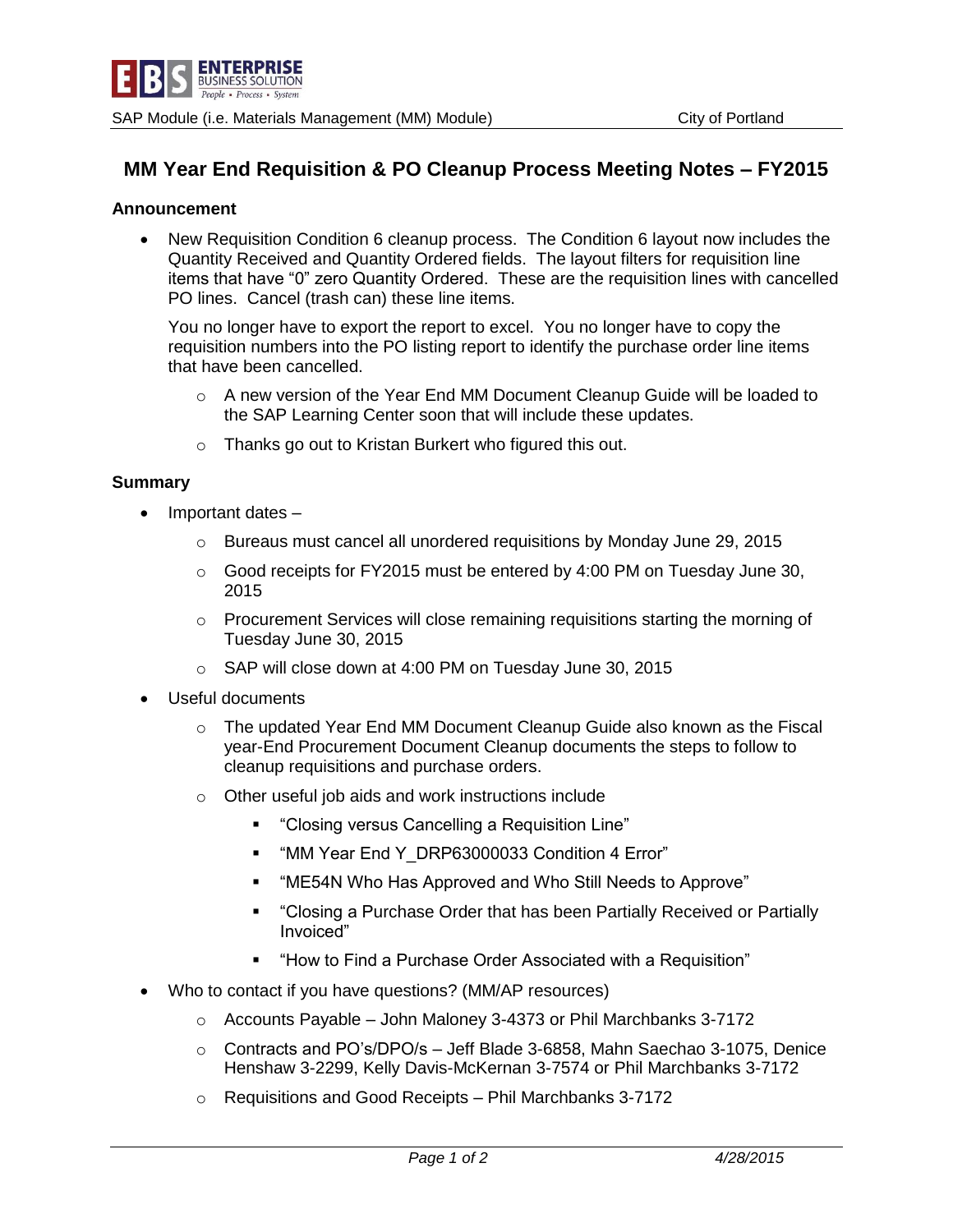# MM Year End Requisition & PO Cleanup Process Meeting Notes – FY2015

## Announcement

- New Requisition Condition 6 cleanup process. The Condition 6 layout now includes the Quantity Received and Quantity Ordered fields. The layout filters for requisition line items that have "0" zero Quantity Ordered. These are the requisition lines with cancelled PO lines. Cancel (trash can) these line items.

  You no longer have to export the report to excel. You no longer have to copy the requisition numbers into the PO listing report to identify the purchase order line items that have been cancelled.

  - A new version of the Year End MM Document Cleanup Guide will be loaded to the SAP Learning Center soon that will include these updates.
  - Thanks go out to Kristan Burkert who figured this out.

## Summary

- Important dates –
  - Bureaus must cancel all unordered requisitions by Monday June 29, 2015
  - Good receipts for FY2015 must be entered by 4:00 PM on Tuesday June 30, 2015
  - Procurement Services will close remaining requisitions starting the morning of Tuesday June 30, 2015
  - SAP will close down at 4:00 PM on Tuesday June 30, 2015
- Useful documents
  - The updated Year End MM Document Cleanup Guide also known as the Fiscal year-End Procurement Document Cleanup documents the steps to follow to cleanup requisitions and purchase orders.
  - Other useful job aids and work instructions include
    - "Closing versus Cancelling a Requisition Line"
    - "MM Year End Y_DRP63000033 Condition 4 Error"
    - "ME54N Who Has Approved and Who Still Needs to Approve"
    - "Closing a Purchase Order that has been Partially Received or Partially Invoiced"
    - "How to Find a Purchase Order Associated with a Requisition"
- Who to contact if you have questions? (MM/AP resources)
  - Accounts Payable – John Maloney 3-4373 or Phil Marchbanks 3-7172
  - Contracts and PO's/DPO/s – Jeff Blade 3-6858, Mahn Saechao 3-1075, Denice Henshaw 3-2299, Kelly Davis-McKernan 3-7574 or Phil Marchbanks 3-7172
  - Requisitions and Good Receipts – Phil Marchbanks 3-7172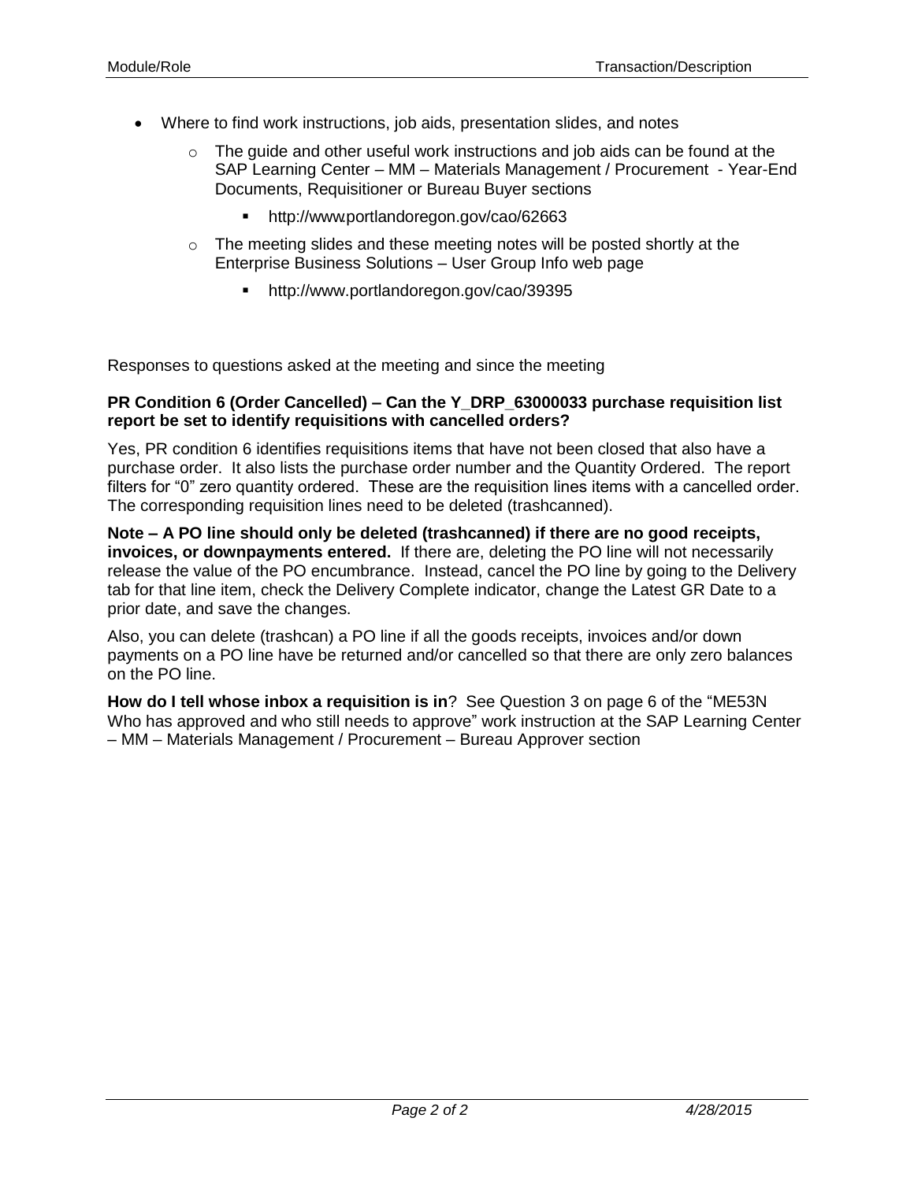- Where to find work instructions, job aids, presentation slides, and notes
  - The guide and other useful work instructions and job aids can be found at the SAP Learning Center – MM – Materials Management / Procurement - Year-End Documents, Requisitioner or Bureau Buyer sections
    - http://www.portlandoregon.gov/cao/62663
  - The meeting slides and these meeting notes will be posted shortly at the Enterprise Business Solutions – User Group Info web page
    - http://www.portlandoregon.gov/cao/39395

Responses to questions asked at the meeting and since the meeting

**PR Condition 6 (Order Cancelled) – Can the Y_DRP_63000033 purchase requisition list report be set to identify requisitions with cancelled orders?**

Yes, PR condition 6 identifies requisitions items that have not been closed that also have a purchase order. It also lists the purchase order number and the Quantity Ordered. The report filters for "0" zero quantity ordered. These are the requisition lines items with a cancelled order. The corresponding requisition lines need to be deleted (trashcanned).

**Note – A PO line should only be deleted (trashcanned) if there are no good receipts, invoices, or downpayments entered.** If there are, deleting the PO line will not necessarily release the value of the PO encumbrance. Instead, cancel the PO line by going to the Delivery tab for that line item, check the Delivery Complete indicator, change the Latest GR Date to a prior date, and save the changes.

Also, you can delete (trashcan) a PO line if all the goods receipts, invoices and/or down payments on a PO line have be returned and/or cancelled so that there are only zero balances on the PO line.

**How do I tell whose inbox a requisition is in**? See Question 3 on page 6 of the "ME53N Who has approved and who still needs to approve" work instruction at the SAP Learning Center – MM – Materials Management / Procurement – Bureau Approver section